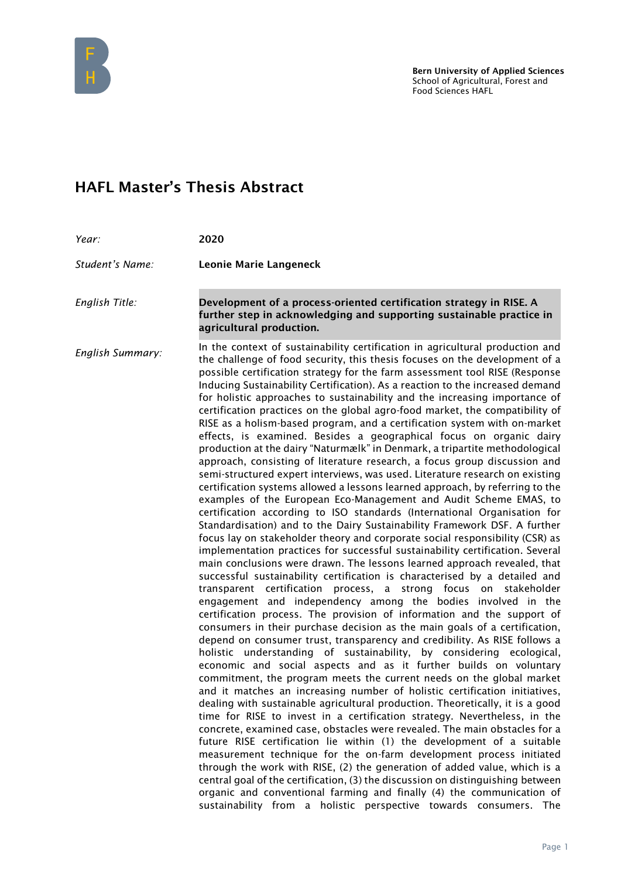Bern University of Applied Sciences
School of Agricultural, Forest and Food Sciences HAFL

# HAFL Master's Thesis Abstract

*Year:* **2020**

*Student's Name:* **Leonie Marie Langeneck**

*English Title:* **Development of a process-oriented certification strategy in RISE. A further step in acknowledging and supporting sustainable practice in agricultural production.**

*English Summary:*

In the context of sustainability certification in agricultural production and the challenge of food security, this thesis focuses on the development of a possible certification strategy for the farm assessment tool RISE (Response Inducing Sustainability Certification). As a reaction to the increased demand for holistic approaches to sustainability and the increasing importance of certification practices on the global agro-food market, the compatibility of RISE as a holism-based program, and a certification system with on-market effects, is examined. Besides a geographical focus on organic dairy production at the dairy "Naturmælk" in Denmark, a tripartite methodological approach, consisting of literature research, a focus group discussion and semi-structured expert interviews, was used. Literature research on existing certification systems allowed a lessons learned approach, by referring to the examples of the European Eco-Management and Audit Scheme EMAS, to certification according to ISO standards (International Organisation for Standardisation) and to the Dairy Sustainability Framework DSF. A further focus lay on stakeholder theory and corporate social responsibility (CSR) as implementation practices for successful sustainability certification. Several main conclusions were drawn. The lessons learned approach revealed, that successful sustainability certification is characterised by a detailed and transparent certification process, a strong focus on stakeholder engagement and independency among the bodies involved in the certification process. The provision of information and the support of consumers in their purchase decision as the main goals of a certification, depend on consumer trust, transparency and credibility. As RISE follows a holistic understanding of sustainability, by considering ecological, economic and social aspects and as it further builds on voluntary commitment, the program meets the current needs on the global market and it matches an increasing number of holistic certification initiatives, dealing with sustainable agricultural production. Theoretically, it is a good time for RISE to invest in a certification strategy. Nevertheless, in the concrete, examined case, obstacles were revealed. The main obstacles for a future RISE certification lie within (1) the development of a suitable measurement technique for the on-farm development process initiated through the work with RISE, (2) the generation of added value, which is a central goal of the certification, (3) the discussion on distinguishing between organic and conventional farming and finally (4) the communication of sustainability from a holistic perspective towards consumers. The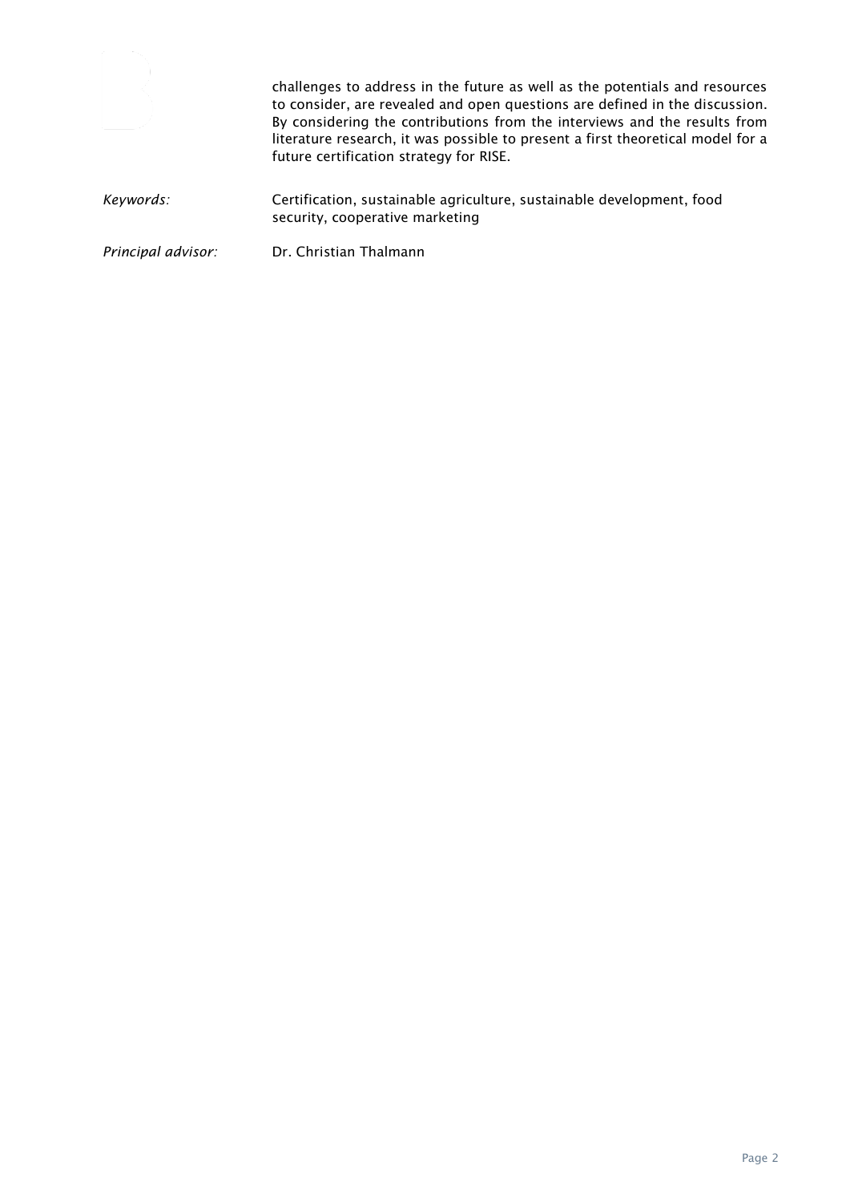challenges to address in the future as well as the potentials and resources to consider, are revealed and open questions are defined in the discussion. By considering the contributions from the interviews and the results from literature research, it was possible to present a first theoretical model for a future certification strategy for RISE.

*Keywords:* Certification, sustainable agriculture, sustainable development, food security, cooperative marketing

*Principal advisor:* Dr. Christian Thalmann